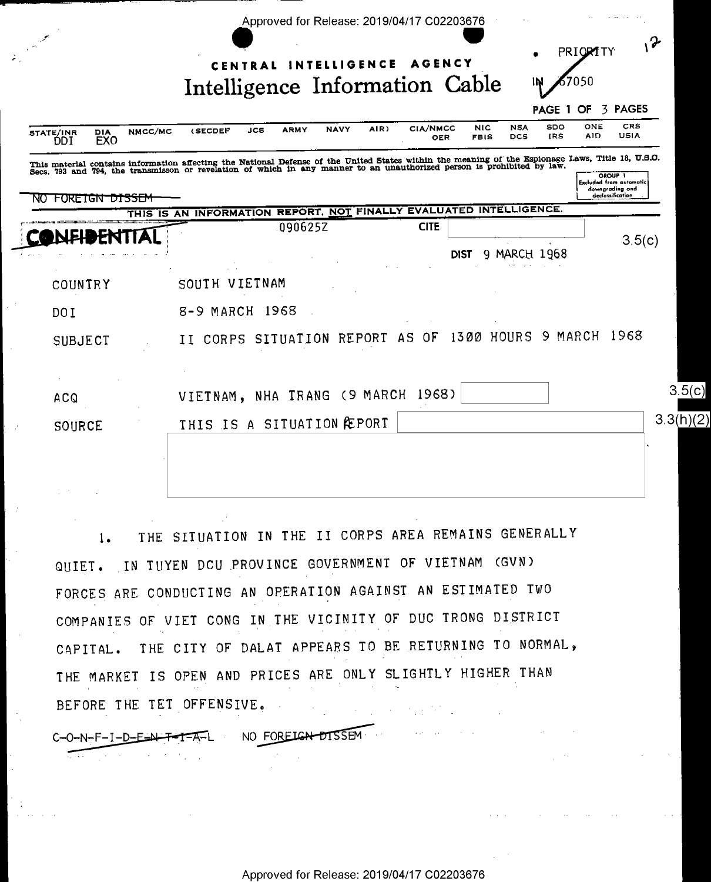CENTRAL INTELLIGENCE AGENCY

# Intelligence Information Cable

PRIORITY

IN 67050

PAGE 1 OF 3 PAGES

STATE/INR DDI | DIA EXO | NMCC/MC | (SECDEF | JCS | ARMY | NAVY | AIR) | CIA/NMCC OER | NIC FBIS | NSA DCS | SDO IRS | ONE AID | CRS USIA

This material contains information affecting the National Defense of the United States within the meaning of the Espionage Laws, Title 18, U.S.C. Secs. 793 and 794, the transmisson or revelation of which in any manner to an unauthorized person is prohibited by law.

GROUP 1 Excluded from automatic downgrading and declassification

NO FOREIGN DISSEM

THIS IS AN INFORMATION REPORT, NOT FINALLY EVALUATED INTELLIGENCE.

CONFIDENTIAL

090625Z

CITE

3.5(c)

DIST 9 MARCH 1968

COUNTRY SOUTH VIETNAM

DOI 8-9 MARCH 1968

SUBJECT II CORPS SITUATION REPORT AS OF 1300 HOURS 9 MARCH 1968

ACQ VIETNAM, NHA TRANG (9 MARCH 1968)

3.5(c)

SOURCE THIS IS A SITUATION REPORT

3.3(h)(2)

1. THE SITUATION IN THE II CORPS AREA REMAINS GENERALLY QUIET. IN TUYEN DCU PROVINCE GOVERNMENT OF VIETNAM (GVN) FORCES ARE CONDUCTING AN OPERATION AGAINST AN ESTIMATED TWO COMPANIES OF VIET CONG IN THE VICINITY OF DUC TRONG DISTRICT CAPITAL. THE CITY OF DALAT APPEARS TO BE RETURNING TO NORMAL, THE MARKET IS OPEN AND PRICES ARE ONLY SLIGHTLY HIGHER THAN BEFORE THE TET OFFENSIVE.

C-O-N-F-I-D-E-N-T-I-A-L NO FOREIGN DISSEM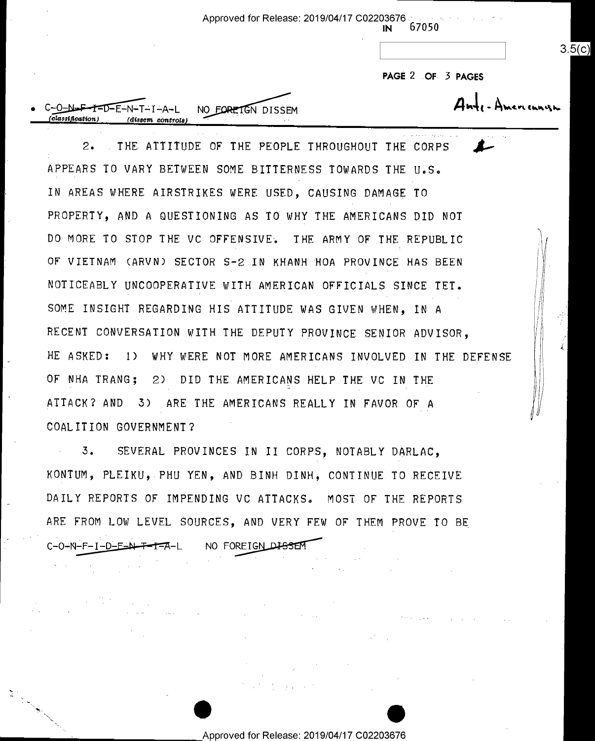IN 67050

PAGE 2 OF 3 PAGES

C-O-N-F-I-D-E-N-T-I-A-L NO FOREIGN DISSEM

Anti-Americanism

2. THE ATTITUDE OF THE PEOPLE THROUGHOUT THE CORPS APPEARS TO VARY BETWEEN SOME BITTERNESS TOWARDS THE U.S. IN AREAS WHERE AIRSTRIKES WERE USED, CAUSING DAMAGE TO PROPERTY, AND A QUESTIONING AS TO WHY THE AMERICANS DID NOT DO MORE TO STOP THE VC OFFENSIVE. THE ARMY OF THE REPUBLIC OF VIETNAM (ARVN) SECTOR S-2 IN KHANH HOA PROVINCE HAS BEEN NOTICEABLY UNCOOPERATIVE WITH AMERICAN OFFICIALS SINCE TET. SOME INSIGHT REGARDING HIS ATTITUDE WAS GIVEN WHEN, IN A RECENT CONVERSATION WITH THE DEPUTY PROVINCE SENIOR ADVISOR, HE ASKED: 1) WHY WERE NOT MORE AMERICANS INVOLVED IN THE DEFENSE OF NHA TRANG; 2) DID THE AMERICANS HELP THE VC IN THE ATTACK? AND 3) ARE THE AMERICANS REALLY IN FAVOR OF A COALITION GOVERNMENT?

3. SEVERAL PROVINCES IN II CORPS, NOTABLY DARLAC, KONTUM, PLEIKU, PHU YEN, AND BINH DINH, CONTINUE TO RECEIVE DAILY REPORTS OF IMPENDING VC ATTACKS. MOST OF THE REPORTS ARE FROM LOW LEVEL SOURCES, AND VERY FEW OF THEM PROVE TO BE

C-O-N-F-I-D-E-N-T-I-A-L NO FOREIGN DISSEM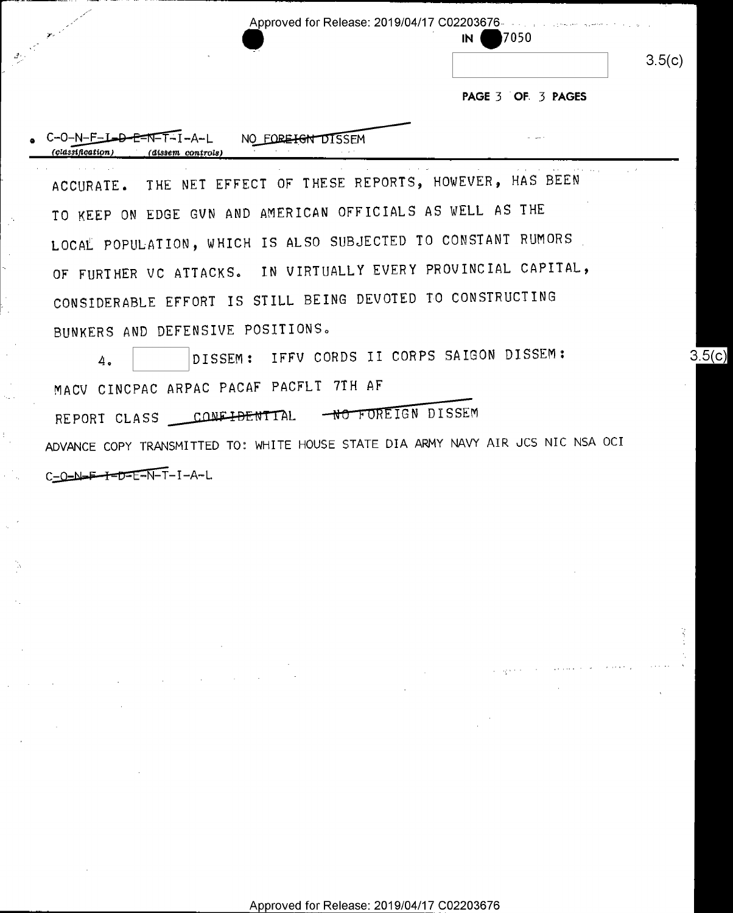IN 7050

3.5(c)

C-O-N-F-I-D-E-N-T-I-A-L NO FOREIGN DISSEM
(classification) (dissem controls)

ACCURATE. THE NET EFFECT OF THESE REPORTS, HOWEVER, HAS BEEN TO KEEP ON EDGE GVN AND AMERICAN OFFICIALS AS WELL AS THE LOCAL POPULATION, WHICH IS ALSO SUBJECTED TO CONSTANT RUMORS OF FURTHER VC ATTACKS. IN VIRTUALLY EVERY PROVINCIAL CAPITAL, CONSIDERABLE EFFORT IS STILL BEING DEVOTED TO CONSTRUCTING BUNKERS AND DEFENSIVE POSITIONS.

4. [ ] DISSEM: IFFV CORDS II CORPS SAIGON DISSEM: MACV CINCPAC ARPAC PACAF PACFLT 7TH AF

3.5(c)

REPORT CLASS CONFIDENTIAL NO FOREIGN DISSEM

ADVANCE COPY TRANSMITTED TO: WHITE HOUSE STATE DIA ARMY NAVY AIR JCS NIC NSA OCI

C-O-N-F-I-D-E-N-T-I-A-L